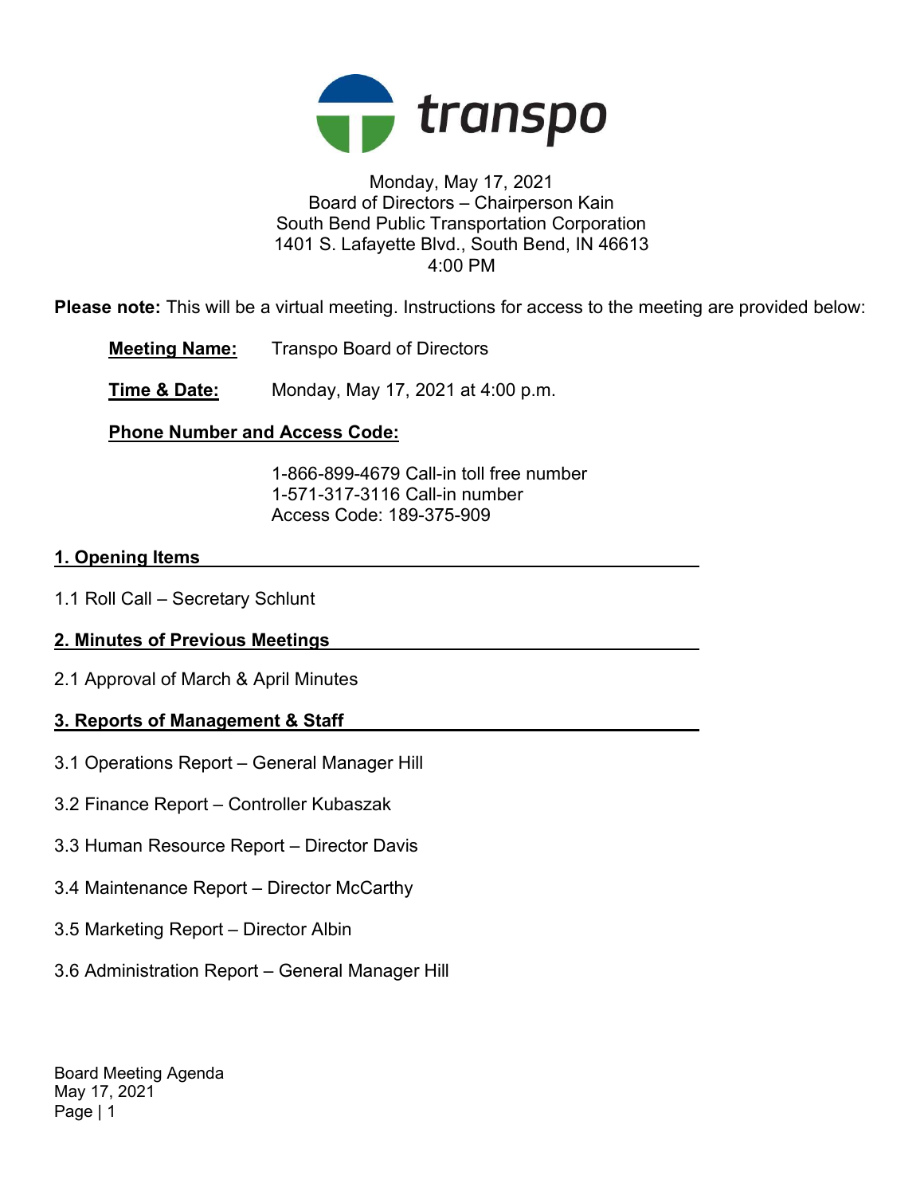transpo

Monday, May 17, 2021
Board of Directors – Chairperson Kain
South Bend Public Transportation Corporation
1401 S. Lafayette Blvd., South Bend, IN 46613
4:00 PM

**Please note:** This will be a virtual meeting. Instructions for access to the meeting are provided below:

**Meeting Name:** Transpo Board of Directors

**Time & Date:** Monday, May 17, 2021 at 4:00 p.m.

**Phone Number and Access Code:**

1-866-899-4679 Call-in toll free number
1-571-317-3116 Call-in number
Access Code: 189-375-909

## 1. Opening Items

1.1 Roll Call – Secretary Schlunt

## 2. Minutes of Previous Meetings

2.1 Approval of March & April Minutes

## 3. Reports of Management & Staff

3.1 Operations Report – General Manager Hill

3.2 Finance Report – Controller Kubaszak

3.3 Human Resource Report – Director Davis

3.4 Maintenance Report – Director McCarthy

3.5 Marketing Report – Director Albin

3.6 Administration Report – General Manager Hill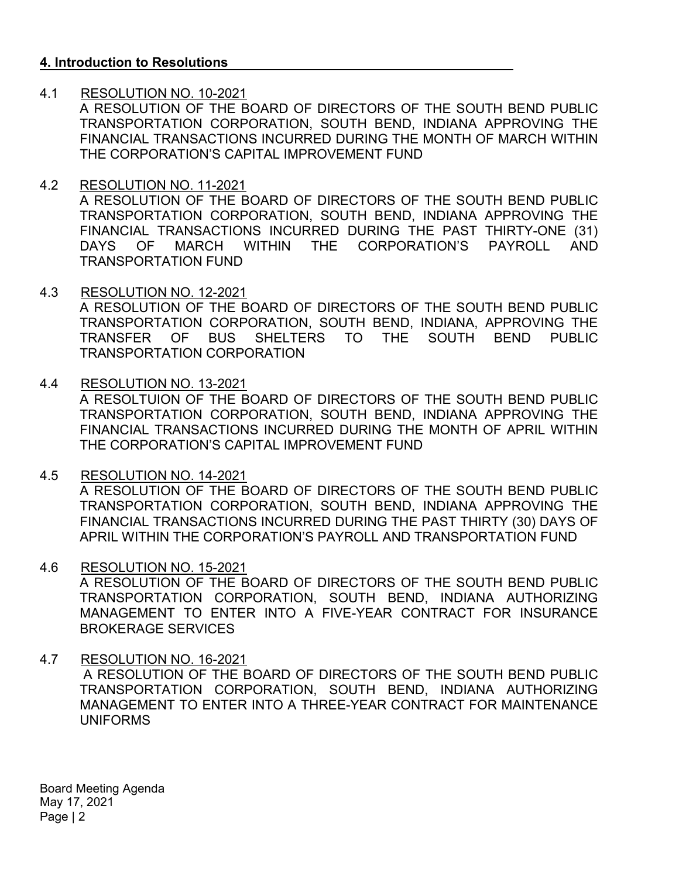## 4. Introduction to Resolutions

4.1 RESOLUTION NO. 10-2021

A RESOLUTION OF THE BOARD OF DIRECTORS OF THE SOUTH BEND PUBLIC TRANSPORTATION CORPORATION, SOUTH BEND, INDIANA APPROVING THE FINANCIAL TRANSACTIONS INCURRED DURING THE MONTH OF MARCH WITHIN THE CORPORATION'S CAPITAL IMPROVEMENT FUND

4.2 RESOLUTION NO. 11-2021

A RESOLUTION OF THE BOARD OF DIRECTORS OF THE SOUTH BEND PUBLIC TRANSPORTATION CORPORATION, SOUTH BEND, INDIANA APPROVING THE FINANCIAL TRANSACTIONS INCURRED DURING THE PAST THIRTY-ONE (31) DAYS OF MARCH WITHIN THE CORPORATION'S PAYROLL AND TRANSPORTATION FUND

4.3 RESOLUTION NO. 12-2021

A RESOLUTION OF THE BOARD OF DIRECTORS OF THE SOUTH BEND PUBLIC TRANSPORTATION CORPORATION, SOUTH BEND, INDIANA, APPROVING THE TRANSFER OF BUS SHELTERS TO THE SOUTH BEND PUBLIC TRANSPORTATION CORPORATION

4.4 RESOLUTION NO. 13-2021

A RESOLTUION OF THE BOARD OF DIRECTORS OF THE SOUTH BEND PUBLIC TRANSPORTATION CORPORATION, SOUTH BEND, INDIANA APPROVING THE FINANCIAL TRANSACTIONS INCURRED DURING THE MONTH OF APRIL WITHIN THE CORPORATION'S CAPITAL IMPROVEMENT FUND

4.5 RESOLUTION NO. 14-2021

A RESOLUTION OF THE BOARD OF DIRECTORS OF THE SOUTH BEND PUBLIC TRANSPORTATION CORPORATION, SOUTH BEND, INDIANA APPROVING THE FINANCIAL TRANSACTIONS INCURRED DURING THE PAST THIRTY (30) DAYS OF APRIL WITHIN THE CORPORATION'S PAYROLL AND TRANSPORTATION FUND

4.6 RESOLUTION NO. 15-2021

A RESOLUTION OF THE BOARD OF DIRECTORS OF THE SOUTH BEND PUBLIC TRANSPORTATION CORPORATION, SOUTH BEND, INDIANA AUTHORIZING MANAGEMENT TO ENTER INTO A FIVE-YEAR CONTRACT FOR INSURANCE BROKERAGE SERVICES

4.7 RESOLUTION NO. 16-2021

A RESOLUTION OF THE BOARD OF DIRECTORS OF THE SOUTH BEND PUBLIC TRANSPORTATION CORPORATION, SOUTH BEND, INDIANA AUTHORIZING MANAGEMENT TO ENTER INTO A THREE-YEAR CONTRACT FOR MAINTENANCE UNIFORMS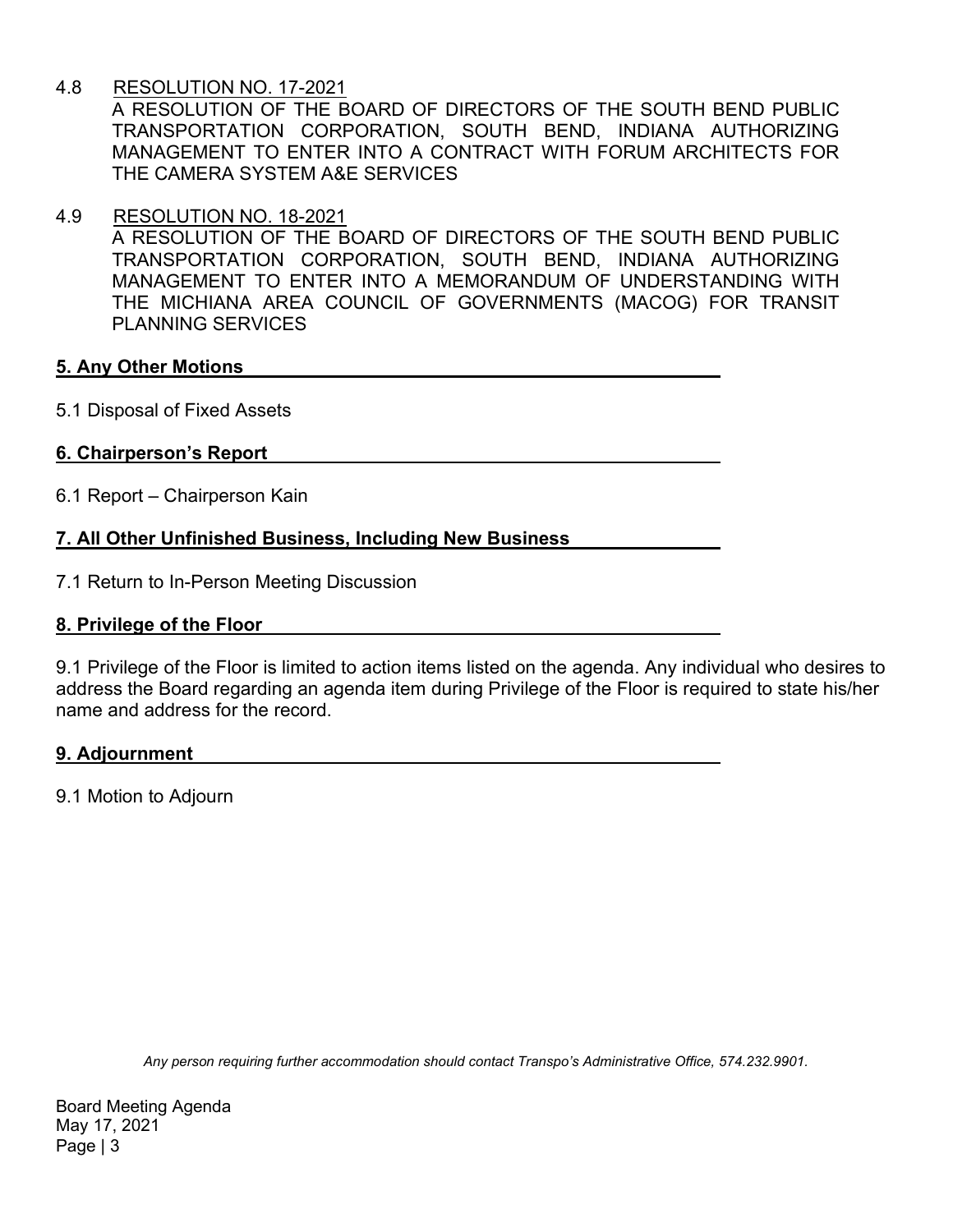4.8 RESOLUTION NO. 17-2021

A RESOLUTION OF THE BOARD OF DIRECTORS OF THE SOUTH BEND PUBLIC TRANSPORTATION CORPORATION, SOUTH BEND, INDIANA AUTHORIZING MANAGEMENT TO ENTER INTO A CONTRACT WITH FORUM ARCHITECTS FOR THE CAMERA SYSTEM A&E SERVICES

4.9 RESOLUTION NO. 18-2021

A RESOLUTION OF THE BOARD OF DIRECTORS OF THE SOUTH BEND PUBLIC TRANSPORTATION CORPORATION, SOUTH BEND, INDIANA AUTHORIZING MANAGEMENT TO ENTER INTO A MEMORANDUM OF UNDERSTANDING WITH THE MICHIANA AREA COUNCIL OF GOVERNMENTS (MACOG) FOR TRANSIT PLANNING SERVICES

## 5. Any Other Motions

5.1 Disposal of Fixed Assets

## 6. Chairperson's Report

6.1 Report – Chairperson Kain

## 7. All Other Unfinished Business, Including New Business

7.1 Return to In-Person Meeting Discussion

## 8. Privilege of the Floor

9.1 Privilege of the Floor is limited to action items listed on the agenda. Any individual who desires to address the Board regarding an agenda item during Privilege of the Floor is required to state his/her name and address for the record.

## 9. Adjournment

9.1 Motion to Adjourn

*Any person requiring further accommodation should contact Transpo's Administrative Office, 574.232.9901.*

Board Meeting Agenda
May 17, 2021